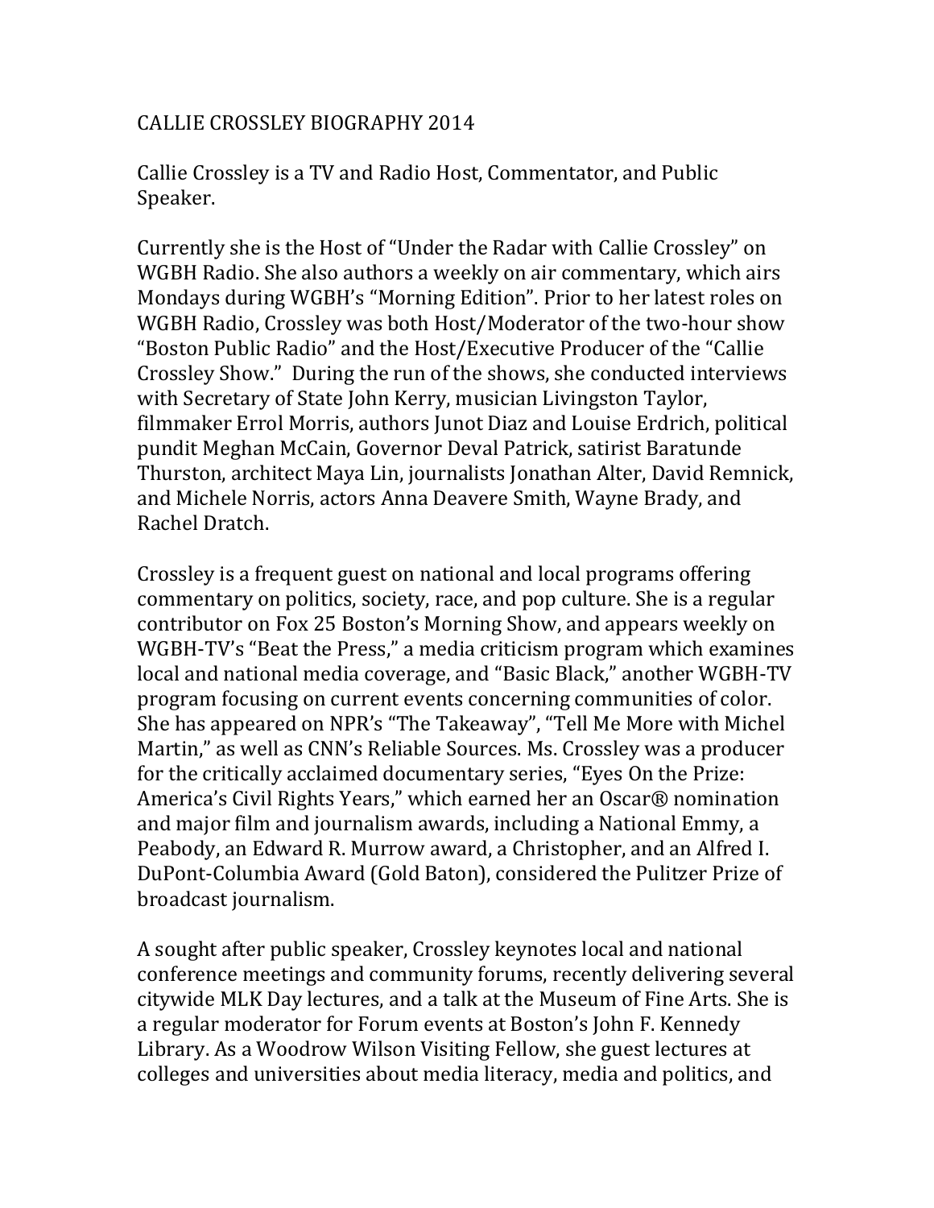# CALLIE CROSSLEY BIOGRAPHY 2014

Callie Crossley is a TV and Radio Host, Commentator, and Public Speaker.

Currently she is the Host of "Under the Radar with Callie Crossley" on WGBH Radio. She also authors a weekly on air commentary, which airs Mondays during WGBH's "Morning Edition". Prior to her latest roles on WGBH Radio, Crossley was both Host/Moderator of the two-hour show "Boston Public Radio" and the Host/Executive Producer of the "Callie Crossley Show." During the run of the shows, she conducted interviews with Secretary of State John Kerry, musician Livingston Taylor, filmmaker Errol Morris, authors Junot Diaz and Louise Erdrich, political pundit Meghan McCain, Governor Deval Patrick, satirist Baratunde Thurston, architect Maya Lin, journalists Jonathan Alter, David Remnick, and Michele Norris, actors Anna Deavere Smith, Wayne Brady, and Rachel Dratch.

Crossley is a frequent guest on national and local programs offering commentary on politics, society, race, and pop culture. She is a regular contributor on Fox 25 Boston's Morning Show, and appears weekly on WGBH-TV's "Beat the Press," a media criticism program which examines local and national media coverage, and "Basic Black," another WGBH-TV program focusing on current events concerning communities of color. She has appeared on NPR's "The Takeaway", "Tell Me More with Michel Martin," as well as CNN's Reliable Sources. Ms. Crossley was a producer for the critically acclaimed documentary series, "Eyes On the Prize: America's Civil Rights Years," which earned her an Oscar® nomination and major film and journalism awards, including a National Emmy, a Peabody, an Edward R. Murrow award, a Christopher, and an Alfred I. DuPont-Columbia Award (Gold Baton), considered the Pulitzer Prize of broadcast journalism.

A sought after public speaker, Crossley keynotes local and national conference meetings and community forums, recently delivering several citywide MLK Day lectures, and a talk at the Museum of Fine Arts. She is a regular moderator for Forum events at Boston's John F. Kennedy Library. As a Woodrow Wilson Visiting Fellow, she guest lectures at colleges and universities about media literacy, media and politics, and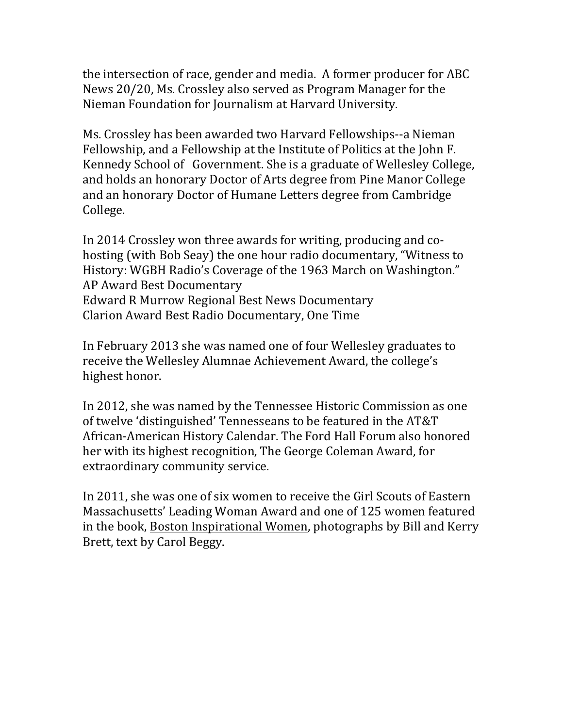the intersection of race, gender and media. A former producer for ABC News 20/20, Ms. Crossley also served as Program Manager for the Nieman Foundation for Journalism at Harvard University.

Ms. Crossley has been awarded two Harvard Fellowships--a Nieman Fellowship, and a Fellowship at the Institute of Politics at the John F. Kennedy School of Government. She is a graduate of Wellesley College, and holds an honorary Doctor of Arts degree from Pine Manor College and an honorary Doctor of Humane Letters degree from Cambridge College.

In 2014 Crossley won three awards for writing, producing and co-hosting (with Bob Seay) the one hour radio documentary, "Witness to History: WGBH Radio's Coverage of the 1963 March on Washington."
AP Award Best Documentary
Edward R Murrow Regional Best News Documentary
Clarion Award Best Radio Documentary, One Time

In February 2013 she was named one of four Wellesley graduates to receive the Wellesley Alumnae Achievement Award, the college's highest honor.

In 2012, she was named by the Tennessee Historic Commission as one of twelve 'distinguished' Tennesseans to be featured in the AT&T African-American History Calendar. The Ford Hall Forum also honored her with its highest recognition, The George Coleman Award, for extraordinary community service.

In 2011, she was one of six women to receive the Girl Scouts of Eastern Massachusetts' Leading Woman Award and one of 125 women featured in the book, <u>Boston Inspirational Women</u>, photographs by Bill and Kerry Brett, text by Carol Beggy.